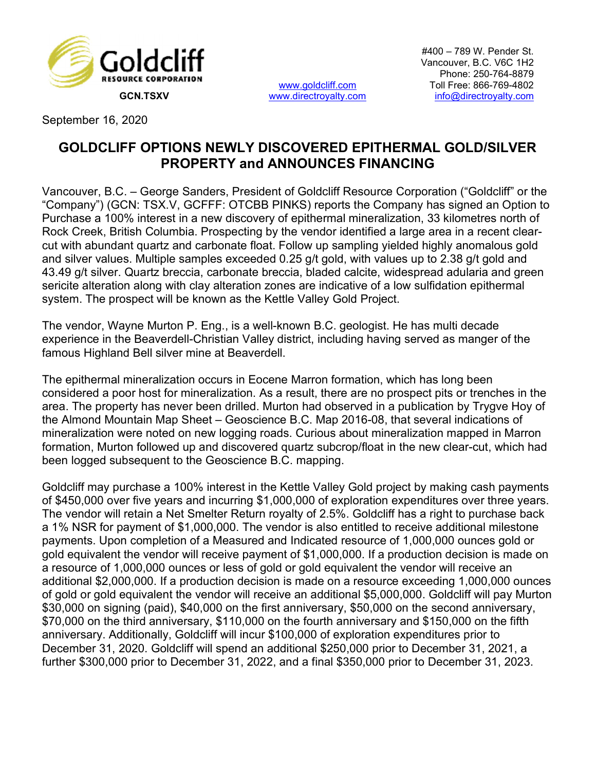Goldcliff RESOURCE CORPORATION

**GCN.TSXV**

www.goldcliff.com
www.directroyalty.com

#400 – 789 W. Pender St.
Vancouver, B.C. V6C 1H2
Phone: 250-764-8879
Toll Free: 866-769-4802
info@directroyalty.com

September 16, 2020

# GOLDCLIFF OPTIONS NEWLY DISCOVERED EPITHERMAL GOLD/SILVER PROPERTY and ANNOUNCES FINANCING

Vancouver, B.C. – George Sanders, President of Goldcliff Resource Corporation ("Goldcliff" or the "Company") (GCN: TSX.V, GCFFF: OTCBB PINKS) reports the Company has signed an Option to Purchase a 100% interest in a new discovery of epithermal mineralization, 33 kilometres north of Rock Creek, British Columbia. Prospecting by the vendor identified a large area in a recent clear-cut with abundant quartz and carbonate float. Follow up sampling yielded highly anomalous gold and silver values. Multiple samples exceeded 0.25 g/t gold, with values up to 2.38 g/t gold and 43.49 g/t silver. Quartz breccia, carbonate breccia, bladed calcite, widespread adularia and green sericite alteration along with clay alteration zones are indicative of a low sulfidation epithermal system. The prospect will be known as the Kettle Valley Gold Project.

The vendor, Wayne Murton P. Eng., is a well-known B.C. geologist. He has multi decade experience in the Beaverdell-Christian Valley district, including having served as manger of the famous Highland Bell silver mine at Beaverdell.

The epithermal mineralization occurs in Eocene Marron formation, which has long been considered a poor host for mineralization. As a result, there are no prospect pits or trenches in the area. The property has never been drilled. Murton had observed in a publication by Trygve Hoy of the Almond Mountain Map Sheet – Geoscience B.C. Map 2016-08, that several indications of mineralization were noted on new logging roads. Curious about mineralization mapped in Marron formation, Murton followed up and discovered quartz subcrop/float in the new clear-cut, which had been logged subsequent to the Geoscience B.C. mapping.

Goldcliff may purchase a 100% interest in the Kettle Valley Gold project by making cash payments of $450,000 over five years and incurring $1,000,000 of exploration expenditures over three years. The vendor will retain a Net Smelter Return royalty of 2.5%. Goldcliff has a right to purchase back a 1% NSR for payment of $1,000,000. The vendor is also entitled to receive additional milestone payments. Upon completion of a Measured and Indicated resource of 1,000,000 ounces gold or gold equivalent the vendor will receive payment of $1,000,000. If a production decision is made on a resource of 1,000,000 ounces or less of gold or gold equivalent the vendor will receive an additional $2,000,000. If a production decision is made on a resource exceeding 1,000,000 ounces of gold or gold equivalent the vendor will receive an additional $5,000,000. Goldcliff will pay Murton $30,000 on signing (paid), $40,000 on the first anniversary, $50,000 on the second anniversary, $70,000 on the third anniversary, $110,000 on the fourth anniversary and $150,000 on the fifth anniversary. Additionally, Goldcliff will incur $100,000 of exploration expenditures prior to December 31, 2020. Goldcliff will spend an additional $250,000 prior to December 31, 2021, a further $300,000 prior to December 31, 2022, and a final $350,000 prior to December 31, 2023.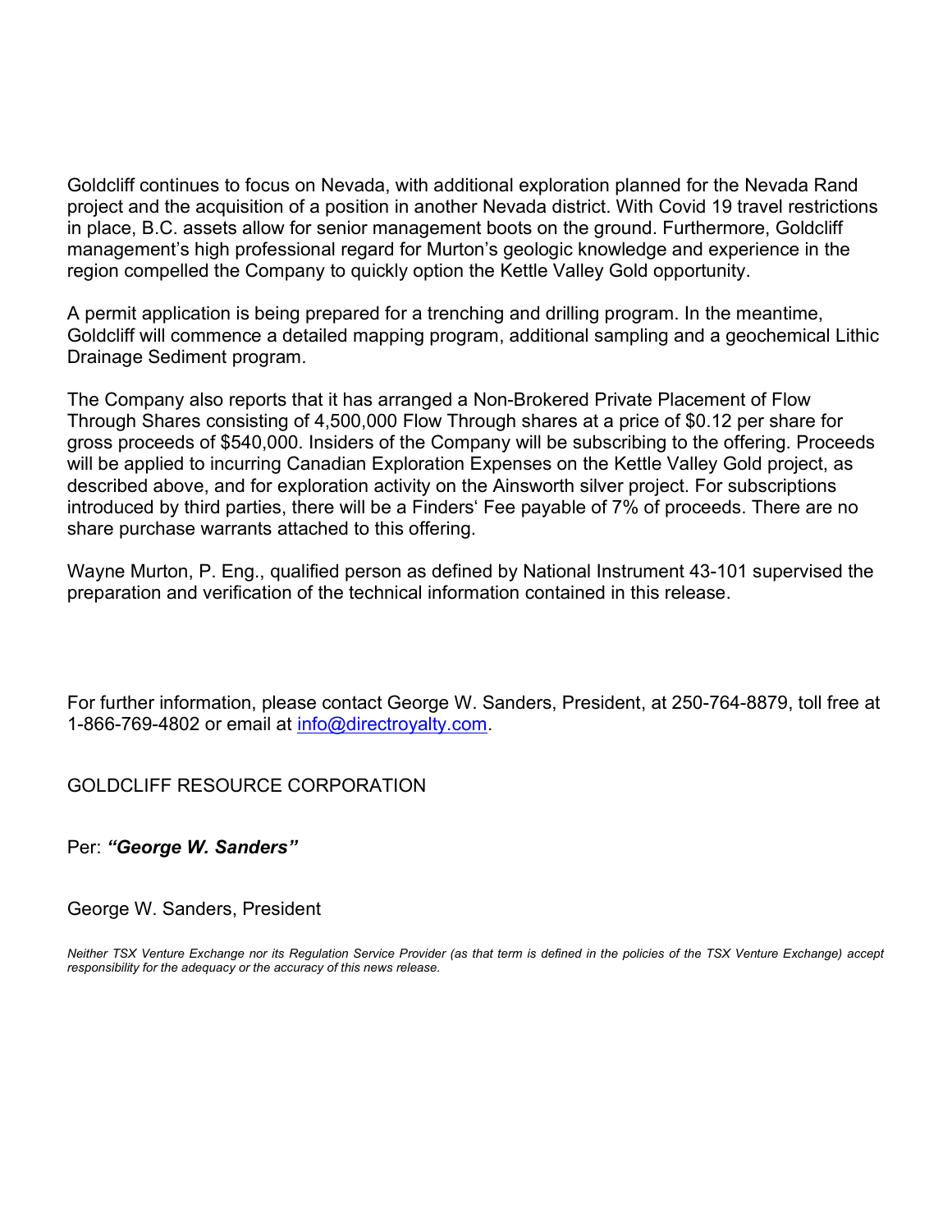Goldcliff continues to focus on Nevada, with additional exploration planned for the Nevada Rand project and the acquisition of a position in another Nevada district. With Covid 19 travel restrictions in place, B.C. assets allow for senior management boots on the ground. Furthermore, Goldcliff management's high professional regard for Murton's geologic knowledge and experience in the region compelled the Company to quickly option the Kettle Valley Gold opportunity.

A permit application is being prepared for a trenching and drilling program. In the meantime, Goldcliff will commence a detailed mapping program, additional sampling and a geochemical Lithic Drainage Sediment program.

The Company also reports that it has arranged a Non-Brokered Private Placement of Flow Through Shares consisting of 4,500,000 Flow Through shares at a price of $0.12 per share for gross proceeds of $540,000. Insiders of the Company will be subscribing to the offering. Proceeds will be applied to incurring Canadian Exploration Expenses on the Kettle Valley Gold project, as described above, and for exploration activity on the Ainsworth silver project. For subscriptions introduced by third parties, there will be a Finders' Fee payable of 7% of proceeds. There are no share purchase warrants attached to this offering.

Wayne Murton, P. Eng., qualified person as defined by National Instrument 43-101 supervised the preparation and verification of the technical information contained in this release.

For further information, please contact George W. Sanders, President, at 250-764-8879, toll free at 1-866-769-4802 or email at info@directroyalty.com.

GOLDCLIFF RESOURCE CORPORATION

Per: ***"George W. Sanders"***

George W. Sanders, President

*Neither TSX Venture Exchange nor its Regulation Service Provider (as that term is defined in the policies of the TSX Venture Exchange) accept responsibility for the adequacy or the accuracy of this news release.*